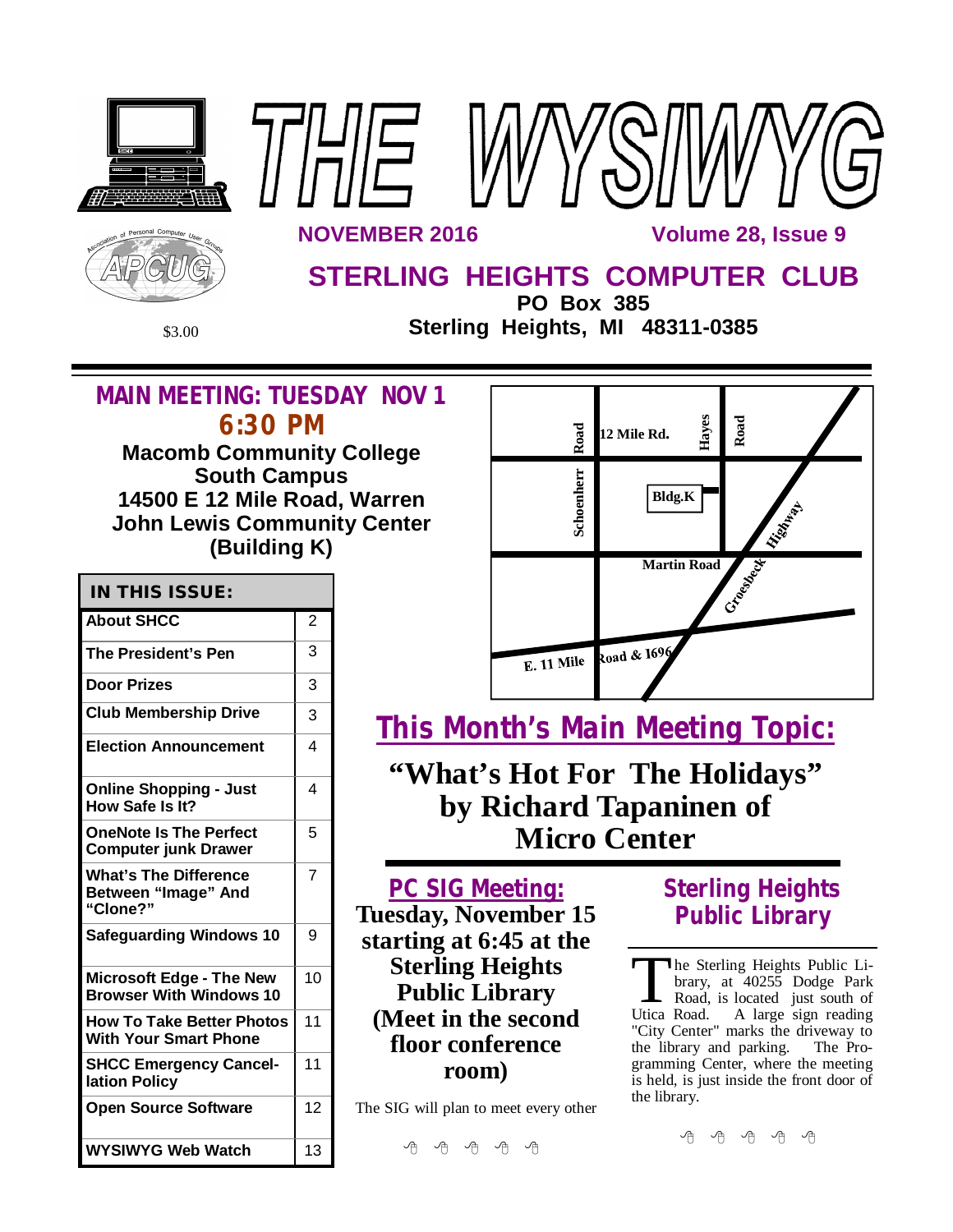# THE WYSIWYG

**NOVEMBER 2016** **Volume 28, Issue 9**

## STERLING HEIGHTS COMPUTER CLUB

**PO Box 385**
**Sterling Heights, MI 48311-0385**

$3.00

## MAIN MEETING: TUESDAY NOV 1
## 6:30 PM

**Macomb Community College**
**South Campus**
**14500 E 12 Mile Road, Warren**
**John Lewis Community Center**
**(Building K)**

| IN THIS ISSUE: | |
|---|---|
| About SHCC | 2 |
| The President's Pen | 3 |
| Door Prizes | 3 |
| Club Membership Drive | 3 |
| Election Announcement | 4 |
| Online Shopping - Just How Safe Is It? | 4 |
| OneNote Is The Perfect Computer junk Drawer | 5 |
| What's The Difference Between "Image" And "Clone?" | 7 |
| Safeguarding Windows 10 | 9 |
| Microsoft Edge - The New Browser With Windows 10 | 10 |
| How To Take Better Photos With Your Smart Phone | 11 |
| SHCC Emergency Cancellation Policy | 11 |
| Open Source Software | 12 |
| WYSIWYG Web Watch | 13 |

12 Mile Rd. | Schoenherr Road | Hayes Road | Bldg.K | Martin Road | Groesbeck Highway | E. 11 Mile Road & 1696

## This Month's Main Meeting Topic:

### "What's Hot For The Holidays" by Richard Tapaninen of Micro Center

## PC SIG Meeting:

**Tuesday, November 15 starting at 6:45 at the Sterling Heights Public Library (Meet in the second floor conference room)**

The SIG will plan to meet every other

## Sterling Heights Public Library

The Sterling Heights Public Library, at 40255 Dodge Park Road, is located just south of Utica Road. A large sign reading "City Center" marks the driveway to the library and parking. The Programming Center, where the meeting is held, is just inside the front door of the library.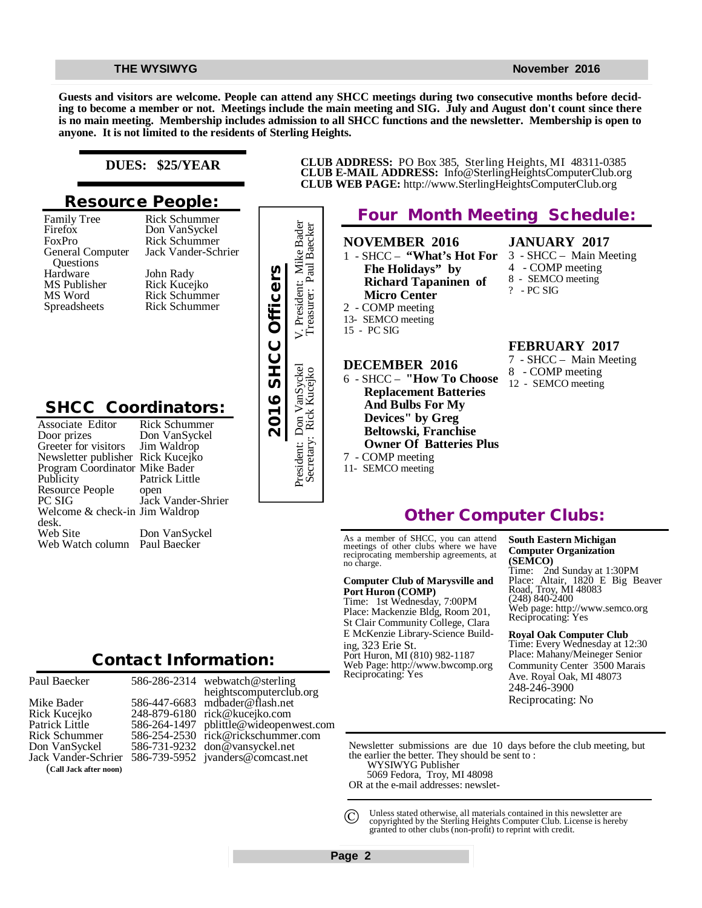**Guests and visitors are welcome. People can attend any SHCC meetings during two consecutive months before deciding to become a member or not. Meetings include the main meeting and SIG. July and August don't count since there is no main meeting. Membership includes admission to all SHCC functions and the newsletter. Membership is open to anyone. It is not limited to the residents of Sterling Heights.**

**DUES: $25/YEAR**

**CLUB ADDRESS:** PO Box 385, Sterling Heights, MI 48311-0385
**CLUB E-MAIL ADDRESS:** Info@SterlingHeightsComputerClub.org
**CLUB WEB PAGE:** http://www.SterlingHeightsComputerClub.org

## Resource People:

| | |
|---|---|
| Family Tree | Rick Schummer |
| Firefox | Don VanSyckel |
| FoxPro | Rick Schummer |
| General Computer Questions | Jack Vander-Schrier |
| Hardware | John Rady |
| MS Publisher | Rick Kucejko |
| MS Word | Rick Schummer |
| Spreadsheets | Rick Schummer |

## 2016 SHCC Officers

President: Don VanSyckel
Secretary: Rick Kucejko
V. President: Mike Bader
Treasurer: Paul Baecker

## SHCC Coordinators:

| | |
|---|---|
| Associate Editor | Rick Schummer |
| Door prizes | Don VanSyckel |
| Greeter for visitors | Jim Waldrop |
| Newsletter publisher | Rick Kucejko |
| Program Coordinator | Mike Bader |
| Publicity | Patrick Little |
| Resource People | open |
| PC SIG | Jack Vander-Shrier |
| Welcome & check-in desk. | Jim Waldrop |
| Web Site | Don VanSyckel |
| Web Watch column | Paul Baecker |

## Four Month Meeting Schedule:

**NOVEMBER 2016**
1 - SHCC – **"What's Hot For Fhe Holidays" by Richard Tapaninen of Micro Center**
2 - COMP meeting
13- SEMCO meeting
15 - PC SIG

**DECEMBER 2016**
6 - SHCC – **"How To Choose Replacement Batteries And Bulbs For My Devices" by Greg Beltowski, Franchise Owner Of Batteries Plus**
7 - COMP meeting
11- SEMCO meeting

**JANUARY 2017**
3 - SHCC – Main Meeting
4 - COMP meeting
8 - SEMCO meeting
? - PC SIG

**FEBRUARY 2017**
7 - SHCC – Main Meeting
8 - COMP meeting
12 - SEMCO meeting

## Other Computer Clubs:

As a member of SHCC, you can attend meetings of other clubs where we have reciprocating membership agreements, at no charge.

**Computer Club of Marysville and Port Huron (COMP)**
Time: 1st Wednesday, 7:00PM
Place: Mackenzie Bldg, Room 201, St Clair Community College, Clara E McKenzie Library-Science Building, 323 Erie St.
Port Huron, MI (810) 982-1187
Web Page: http://www.bwcomp.org
Reciprocating: Yes

**South Eastern Michigan Computer Organization (SEMCO)**
Time: 2nd Sunday at 1:30PM
Place: Altair, 1820 E Big Beaver Road, Troy, MI 48083
(248) 840-2400
Web page: http://www.semco.org
Reciprocating: Yes

**Royal Oak Computer Club**
Time: Every Wednesday at 12:30
Place: Mahany/Meineger Senior Community Center 3500 Marais Ave. Royal Oak, MI 48073
248-246-3900
Reciprocating: No

## Contact Information:

| | | |
|---|---|---|
| Paul Baecker | 586-286-2314 | webwatch@sterlingheightscomputerclub.org |
| Mike Bader | 586-447-6683 | mdbader@flash.net |
| Rick Kucejko | 248-879-6180 | rick@kucejko.com |
| Patrick Little | 586-264-1497 | pblittle@wideopenwest.com |
| Rick Schummer | 586-254-2530 | rick@rickschummer.com |
| Don VanSyckel | 586-731-9232 | don@vansyckel.net |
| Jack Vander-Schrier (**Call Jack after noon**) | 586-739-5952 | jvanders@comcast.net |

Newsletter submissions are due 10 days before the club meeting, but the earlier the better. They should be sent to :
WYSIWYG Publisher
5069 Fedora, Troy, MI 48098
OR at the e-mail addresses: newslet-

© Unless stated otherwise, all materials contained in this newsletter are copyrighted by the Sterling Heights Computer Club. License is hereby granted to other clubs (non-profit) to reprint with credit.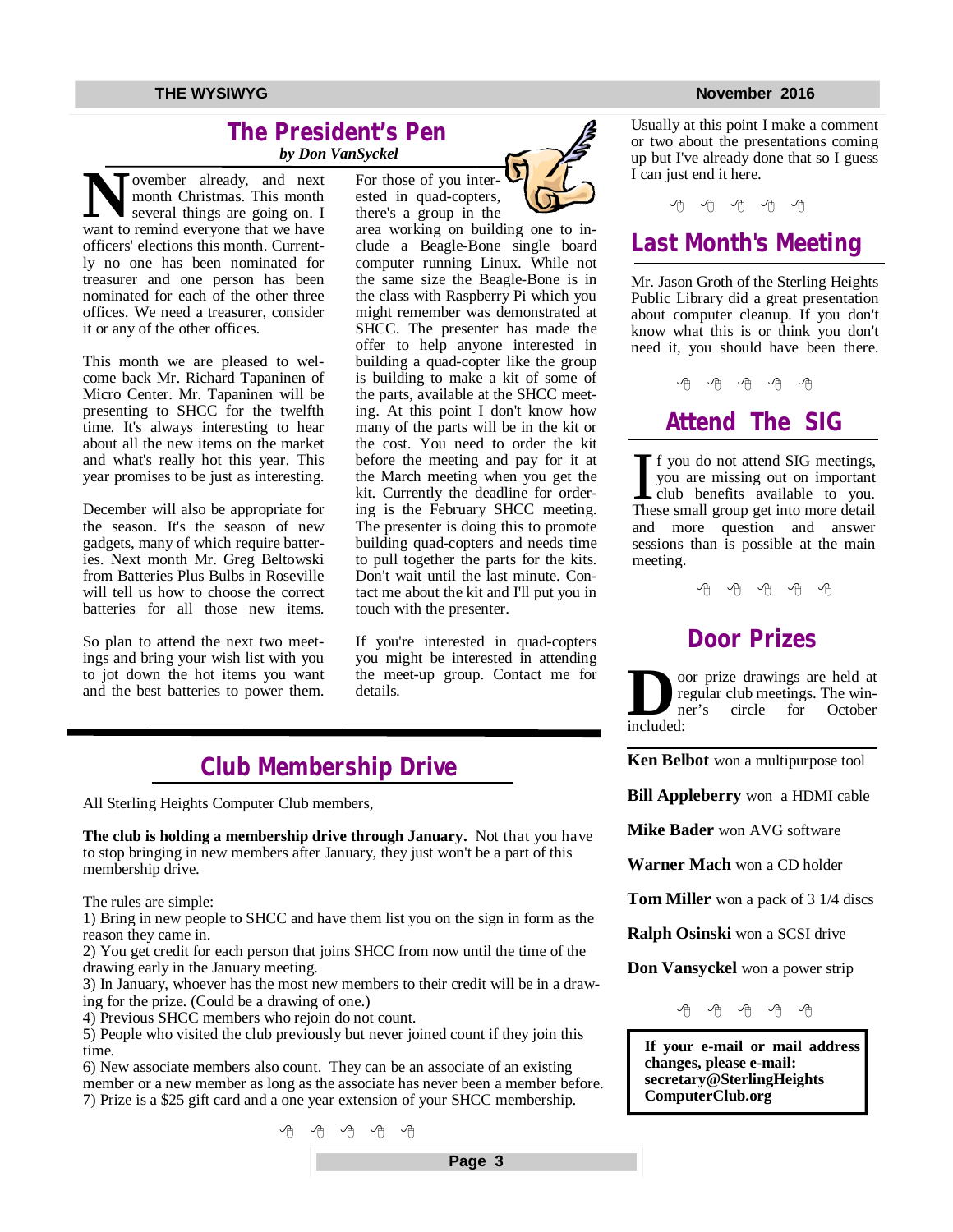## The President's Pen

*by Don VanSyckel*

November already, and next month Christmas. This month several things are going on. I want to remind everyone that we have officers' elections this month. Currently no one has been nominated for treasurer and one person has been nominated for each of the other three offices. We need a treasurer, consider it or any of the other offices.

This month we are pleased to welcome back Mr. Richard Tapaninen of Micro Center. Mr. Tapaninen will be presenting to SHCC for the twelfth time. It's always interesting to hear about all the new items on the market and what's really hot this year. This year promises to be just as interesting.

December will also be appropriate for the season. It's the season of new gadgets, many of which require batteries. Next month Mr. Greg Beltowski from Batteries Plus Bulbs in Roseville will tell us how to choose the correct batteries for all those new items.

So plan to attend the next two meetings and bring your wish list with you to jot down the hot items you want and the best batteries to power them.

For those of you interested in quad-copters, there's a group in the area working on building one to include a Beagle-Bone single board computer running Linux. While not the same size the Beagle-Bone is in the class with Raspberry Pi which you might remember was demonstrated at SHCC. The presenter has made the offer to help anyone interested in building a quad-copter like the group is building to make a kit of some of the parts, available at the SHCC meeting. At this point I don't know how many of the parts will be in the kit or the cost. You need to order the kit before the meeting and pay for it at the March meeting when you get the kit. Currently the deadline for ordering is the February SHCC meeting. The presenter is doing this to promote building quad-copters and needs time to pull together the parts for the kits. Don't wait until the last minute. Contact me about the kit and I'll put you in touch with the presenter.

If you're interested in quad-copters you might be interested in attending the meet-up group. Contact me for details.

Usually at this point I make a comment or two about the presentations coming up but I've already done that so I guess I can just end it here.

## Club Membership Drive

All Sterling Heights Computer Club members,

**The club is holding a membership drive through January.** Not that you have to stop bringing in new members after January, they just won't be a part of this membership drive.

The rules are simple:
1) Bring in new people to SHCC and have them list you on the sign in form as the reason they came in.
2) You get credit for each person that joins SHCC from now until the time of the drawing early in the January meeting.
3) In January, whoever has the most new members to their credit will be in a drawing for the prize. (Could be a drawing of one.)
4) Previous SHCC members who rejoin do not count.
5) People who visited the club previously but never joined count if they join this time.
6) New associate members also count. They can be an associate of an existing member or a new member as long as the associate has never been a member before.
7) Prize is a $25 gift card and a one year extension of your SHCC membership.

## Last Month's Meeting

Mr. Jason Groth of the Sterling Heights Public Library did a great presentation about computer cleanup. If you don't know what this is or think you don't need it, you should have been there.

## Attend The SIG

If you do not attend SIG meetings, you are missing out on important club benefits available to you. These small group get into more detail and more question and answer sessions than is possible at the main meeting.

## Door Prizes

Door prize drawings are held at regular club meetings. The winner's circle for October included:

**Ken Belbot** won a multipurpose tool

**Bill Appleberry** won a HDMI cable

**Mike Bader** won AVG software

**Warner Mach** won a CD holder

**Tom Miller** won a pack of 3 1/4 discs

**Ralph Osinski** won a SCSI drive

**Don Vansyckel** won a power strip

**If your e-mail or mail address changes, please e-mail: secretary@SterlingHeightsComputerClub.org**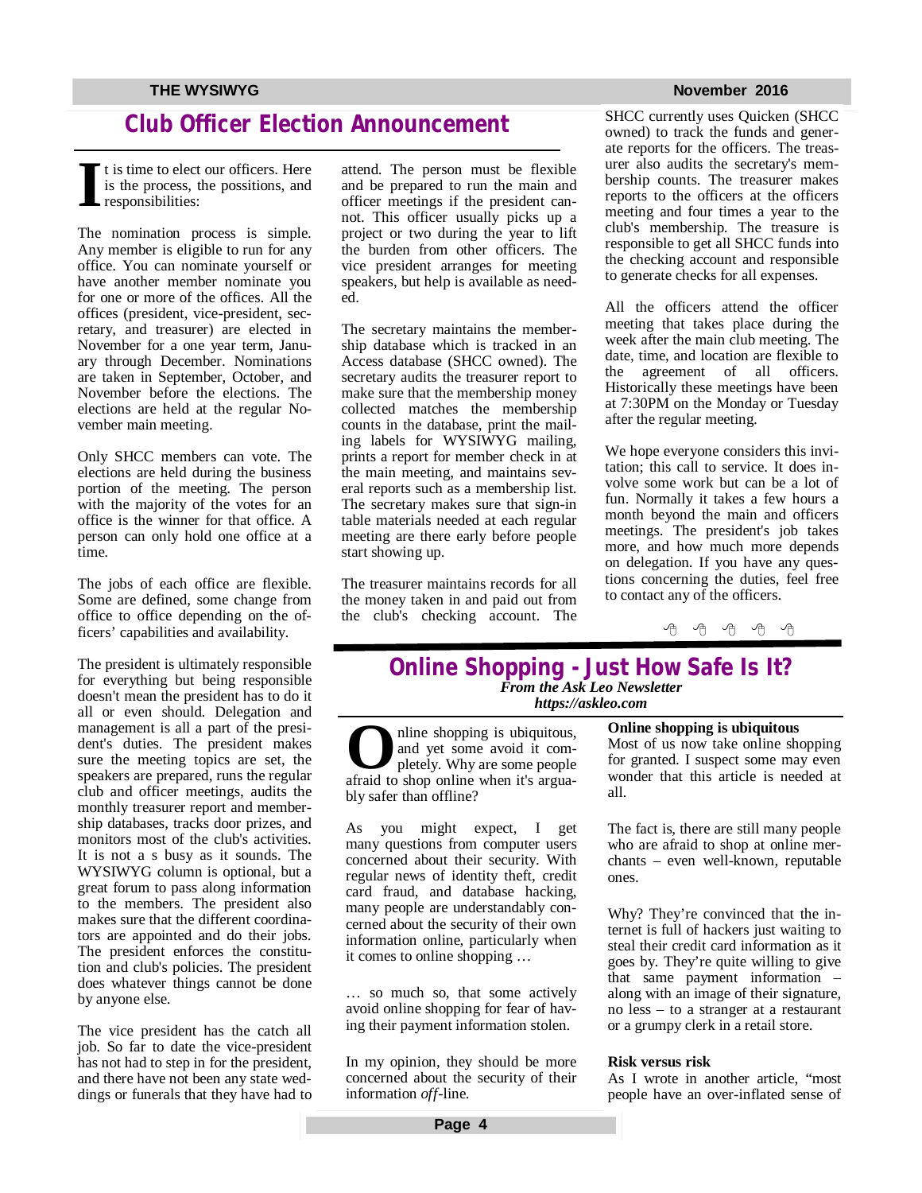# Club Officer Election Announcement

It is time to elect our officers. Here is the process, the possitions, and responsibilities:

The nomination process is simple. Any member is eligible to run for any office. You can nominate yourself or have another member nominate you for one or more of the offices. All the offices (president, vice-president, secretary, and treasurer) are elected in November for a one year term, January through December. Nominations are taken in September, October, and November before the elections. The elections are held at the regular November main meeting.

Only SHCC members can vote. The elections are held during the business portion of the meeting. The person with the majority of the votes for an office is the winner for that office. A person can only hold one office at a time.

The jobs of each office are flexible. Some are defined, some change from office to office depending on the officers' capabilities and availability.

The president is ultimately responsible for everything but being responsible doesn't mean the president has to do it all or even should. Delegation and management is all a part of the president's duties. The president makes sure the meeting topics are set, the speakers are prepared, runs the regular club and officer meetings, audits the monthly treasurer report and membership databases, tracks door prizes, and monitors most of the club's activities. It is not a s busy as it sounds. The WYSIWYG column is optional, but a great forum to pass along information to the members. The president also makes sure that the different coordinators are appointed and do their jobs. The president enforces the constitution and club's policies. The president does whatever things cannot be done by anyone else.

The vice president has the catch all job. So far to date the vice-president has not had to step in for the president, and there have not been any state weddings or funerals that they have had to attend. The person must be flexible and be prepared to run the main and officer meetings if the president cannot. This officer usually picks up a project or two during the year to lift the burden from other officers. The vice president arranges for meeting speakers, but help is available as needed.

The secretary maintains the membership database which is tracked in an Access database (SHCC owned). The secretary audits the treasurer report to make sure that the membership money collected matches the membership counts in the database, print the mailing labels for WYSIWYG mailing, prints a report for member check in at the main meeting, and maintains several reports such as a membership list. The secretary makes sure that sign-in table materials needed at each regular meeting are there early before people start showing up.

The treasurer maintains records for all the money taken in and paid out from the club's checking account. The SHCC currently uses Quicken (SHCC owned) to track the funds and generate reports for the officers. The treasurer also audits the secretary's membership counts. The treasurer makes reports to the officers at the officers meeting and four times a year to the club's membership. The treasure is responsible to get all SHCC funds into the checking account and responsible to generate checks for all expenses.

All the officers attend the officer meeting that takes place during the week after the main club meeting. The date, time, and location are flexible to the agreement of all officers. Historically these meetings have been at 7:30PM on the Monday or Tuesday after the regular meeting.

We hope everyone considers this invitation; this call to service. It does involve some work but can be a lot of fun. Normally it takes a few hours a month beyond the main and officers meetings. The president's job takes more, and how much more depends on delegation. If you have any questions concerning the duties, feel free to contact any of the officers.

# Online Shopping - Just How Safe Is It?

***From the Ask Leo Newsletter***
***https://askleo.com***

Online shopping is ubiquitous, and yet some avoid it completely. Why are some people afraid to shop online when it's arguably safer than offline?

As you might expect, I get many questions from computer users concerned about their security. With regular news of identity theft, credit card fraud, and database hacking, many people are understandably concerned about the security of their own information online, particularly when it comes to online shopping …

… so much so, that some actively avoid online shopping for fear of having their payment information stolen.

In my opinion, they should be more concerned about the security of their information *off*-line.

**Online shopping is ubiquitous**

Most of us now take online shopping for granted. I suspect some may even wonder that this article is needed at all.

The fact is, there are still many people who are afraid to shop at online merchants – even well-known, reputable ones.

Why? They're convinced that the internet is full of hackers just waiting to steal their credit card information as it goes by. They're quite willing to give that same payment information – along with an image of their signature, no less – to a stranger at a restaurant or a grumpy clerk in a retail store.

**Risk versus risk**

As I wrote in another article, "most people have an over-inflated sense of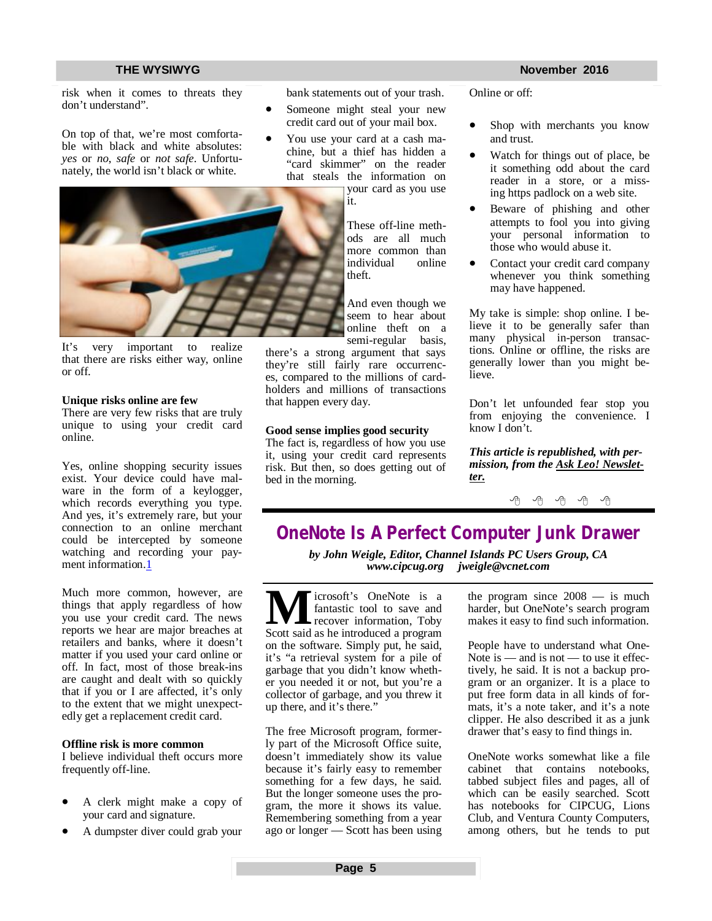risk when it comes to threats they don't understand".

On top of that, we're most comfortable with black and white absolutes: *yes* or *no*, *safe* or *not safe*. Unfortunately, the world isn't black or white.

It's very important to realize that there are risks either way, online or off.

**Unique risks online are few**

There are very few risks that are truly unique to using your credit card online.

Yes, online shopping security issues exist. Your device could have malware in the form of a keylogger, which records everything you type. And yes, it's extremely rare, but your connection to an online merchant could be intercepted by someone watching and recording your payment information.[1]

Much more common, however, are things that apply regardless of how you use your credit card. The news reports we hear are major breaches at retailers and banks, where it doesn't matter if you used your card online or off. In fact, most of those break-ins are caught and dealt with so quickly that if you or I are affected, it's only to the extent that we might unexpectedly get a replacement credit card.

**Offline risk is more common**

I believe individual theft occurs more frequently off-line.

- A clerk might make a copy of your card and signature.
- A dumpster diver could grab your bank statements out of your trash.
- Someone might steal your new credit card out of your mail box.
- You use your card at a cash machine, but a thief has hidden a "card skimmer" on the reader that steals the information on your card as you use it.

These off-line methods are all much more common than individual online theft.

And even though we seem to hear about online theft on a semi-regular basis, there's a strong argument that says they're still fairly rare occurrences, compared to the millions of cardholders and millions of transactions that happen every day.

**Good sense implies good security**

The fact is, regardless of how you use it, using your credit card represents risk. But then, so does getting out of bed in the morning.

Online or off:

- Shop with merchants you know and trust.
- Watch for things out of place, be it something odd about the card reader in a store, or a missing https padlock on a web site.
- Beware of phishing and other attempts to fool you into giving your personal information to those who would abuse it.
- Contact your credit card company whenever you think something may have happened.

My take is simple: shop online. I believe it to be generally safer than many physical in-person transactions. Online or offline, the risks are generally lower than you might believe.

Don't let unfounded fear stop you from enjoying the convenience. I know I don't.

***This article is republished, with permission, from the Ask Leo! Newsletter.***

# OneNote Is A Perfect Computer Junk Drawer

***by John Weigle, Editor, Channel Islands PC Users Group, CA***
***www.cipcug.org jweigle@vcnet.com***

Microsoft's OneNote is a fantastic tool to save and recover information, Toby Scott said as he introduced a program on the software. Simply put, he said, it's "a retrieval system for a pile of garbage that you didn't know whether you needed it or not, but you're a collector of garbage, and you threw it up there, and it's there."

The free Microsoft program, formerly part of the Microsoft Office suite, doesn't immediately show its value because it's fairly easy to remember something for a few days, he said. But the longer someone uses the program, the more it shows its value. Remembering something from a year ago or longer — Scott has been using the program since 2008 — is much harder, but OneNote's search program makes it easy to find such information.

People have to understand what OneNote is — and is not — to use it effectively, he said. It is not a backup program or an organizer. It is a place to put free form data in all kinds of formats, it's a note taker, and it's a note clipper. He also described it as a junk drawer that's easy to find things in.

OneNote works somewhat like a file cabinet that contains notebooks, tabbed subject files and pages, all of which can be easily searched. Scott has notebooks for CIPCUG, Lions Club, and Ventura County Computers, among others, but he tends to put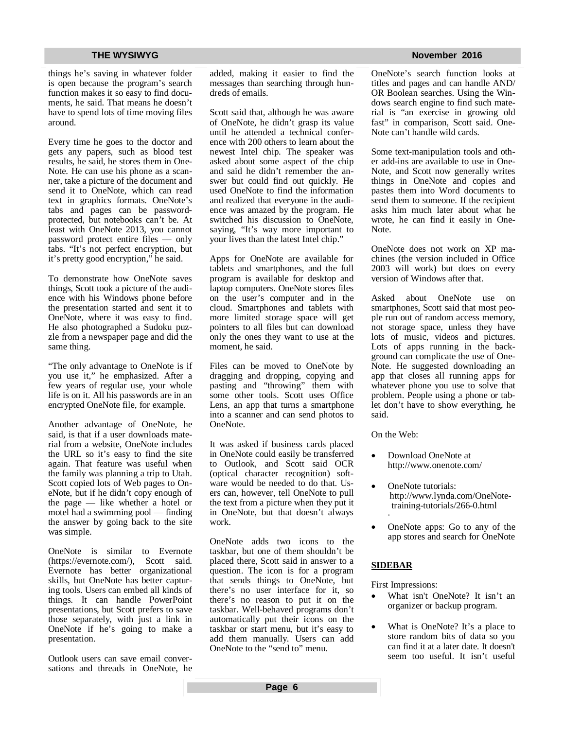things he's saving in whatever folder is open because the program's search function makes it so easy to find documents, he said. That means he doesn't have to spend lots of time moving files around.

Every time he goes to the doctor and gets any papers, such as blood test results, he said, he stores them in OneNote. He can use his phone as a scanner, take a picture of the document and send it to OneNote, which can read text in graphics formats. OneNote's tabs and pages can be password-protected, but notebooks can't be. At least with OneNote 2013, you cannot password protect entire files — only tabs. "It's not perfect encryption, but it's pretty good encryption," he said.

To demonstrate how OneNote saves things, Scott took a picture of the audience with his Windows phone before the presentation started and sent it to OneNote, where it was easy to find. He also photographed a Sudoku puzzle from a newspaper page and did the same thing.

"The only advantage to OneNote is if you use it," he emphasized. After a few years of regular use, your whole life is on it. All his passwords are in an encrypted OneNote file, for example.

Another advantage of OneNote, he said, is that if a user downloads material from a website, OneNote includes the URL so it's easy to find the site again. That feature was useful when the family was planning a trip to Utah. Scott copied lots of Web pages to OneNote, but if he didn't copy enough of the page — like whether a hotel or motel had a swimming pool — finding the answer by going back to the site was simple.

OneNote is similar to Evernote (https://evernote.com/), Scott said. Evernote has better organizational skills, but OneNote has better capturing tools. Users can embed all kinds of things. It can handle PowerPoint presentations, but Scott prefers to save those separately, with just a link in OneNote if he's going to make a presentation.

Outlook users can save email conversations and threads in OneNote, he added, making it easier to find the messages than searching through hundreds of emails.

Scott said that, although he was aware of OneNote, he didn't grasp its value until he attended a technical conference with 200 others to learn about the newest Intel chip. The speaker was asked about some aspect of the chip and said he didn't remember the answer but could find out quickly. He used OneNote to find the information and realized that everyone in the audience was amazed by the program. He switched his discussion to OneNote, saying, "It's way more important to your lives than the latest Intel chip."

Apps for OneNote are available for tablets and smartphones, and the full program is available for desktop and laptop computers. OneNote stores files on the user's computer and in the cloud. Smartphones and tablets with more limited storage space will get pointers to all files but can download only the ones they want to use at the moment, he said.

Files can be moved to OneNote by dragging and dropping, copying and pasting and "throwing" them with some other tools. Scott uses Office Lens, an app that turns a smartphone into a scanner and can send photos to OneNote.

It was asked if business cards placed in OneNote could easily be transferred to Outlook, and Scott said OCR (optical character recognition) software would be needed to do that. Users can, however, tell OneNote to pull the text from a picture when they put it in OneNote, but that doesn't always work.

OneNote adds two icons to the taskbar, but one of them shouldn't be placed there, Scott said in answer to a question. The icon is for a program that sends things to OneNote, but there's no user interface for it, so there's no reason to put it on the taskbar. Well-behaved programs don't automatically put their icons on the taskbar or start menu, but it's easy to add them manually. Users can add OneNote to the "send to" menu.

OneNote's search function looks at titles and pages and can handle AND/OR Boolean searches. Using the Windows search engine to find such material is "an exercise in growing old fast" in comparison, Scott said. OneNote can't handle wild cards.

Some text-manipulation tools and other add-ins are available to use in OneNote, and Scott now generally writes things in OneNote and copies and pastes them into Word documents to send them to someone. If the recipient asks him much later about what he wrote, he can find it easily in OneNote.

OneNote does not work on XP machines (the version included in Office 2003 will work) but does on every version of Windows after that.

Asked about OneNote use on smartphones, Scott said that most people run out of random access memory, not storage space, unless they have lots of music, videos and pictures. Lots of apps running in the background can complicate the use of OneNote. He suggested downloading an app that closes all running apps for whatever phone you use to solve that problem. People using a phone or tablet don't have to show everything, he said.

On the Web:

- Download OneNote at http://www.onenote.com/
- OneNote tutorials: http://www.lynda.com/OneNote-training-tutorials/266-0.html
- OneNote apps: Go to any of the app stores and search for OneNote

**SIDEBAR**

First Impressions:

- What isn't OneNote? It isn't an organizer or backup program.
- What is OneNote? It's a place to store random bits of data so you can find it at a later date. It doesn't seem too useful. It isn't useful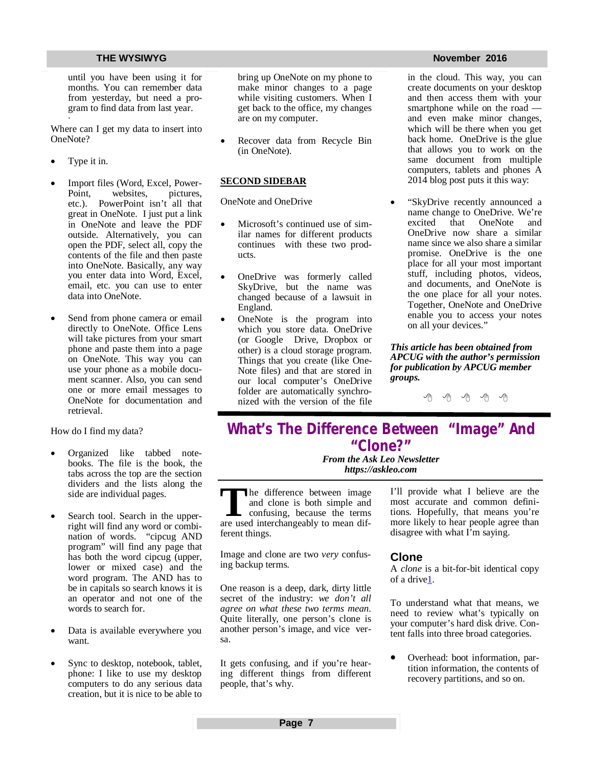until you have been using it for months. You can remember data from yesterday, but need a program to find data from last year.

Where can I get my data to insert into OneNote?

- Type it in.

- Import files (Word, Excel, PowerPoint, websites, pictures, etc.). PowerPoint isn't all that great in OneNote. I just put a link in OneNote and leave the PDF outside. Alternatively, you can open the PDF, select all, copy the contents of the file and then paste into OneNote. Basically, any way you enter data into Word, Excel, email, etc. you can use to enter data into OneNote.

- Send from phone camera or email directly to OneNote. Office Lens will take pictures from your smart phone and paste them into a page on OneNote. This way you can use your phone as a mobile document scanner. Also, you can send one or more email messages to OneNote for documentation and retrieval.

How do I find my data?

- Organized like tabbed notebooks. The file is the book, the tabs across the top are the section dividers and the lists along the side are individual pages.

- Search tool. Search in the upper-right will find any word or combination of words. "cipcug AND program" will find any page that has both the word cipcug (upper, lower or mixed case) and the word program. The AND has to be in capitals so search knows it is an operator and not one of the words to search for.

- Data is available everywhere you want.

- Sync to desktop, notebook, tablet, phone: I like to use my desktop computers to do any serious data creation, but it is nice to be able to bring up OneNote on my phone to make minor changes to a page while visiting customers. When I get back to the office, my changes are on my computer.

- Recover data from Recycle Bin (in OneNote).

**SECOND SIDEBAR**

OneNote and OneDrive

- Microsoft's continued use of similar names for different products continues with these two products.

- OneDrive was formerly called SkyDrive, but the name was changed because of a lawsuit in England.
- OneNote is the program into which you store data. OneDrive (or Google Drive, Dropbox or other) is a cloud storage program. Things that you create (like OneNote files) and that are stored in our local computer's OneDrive folder are automatically synchronized with the version of the file in the cloud. This way, you can create documents on your desktop and then access them with your smartphone while on the road — and even make minor changes, which will be there when you get back home. OneDrive is the glue that allows you to work on the same document from multiple computers, tablets and phones A 2014 blog post puts it this way:

- "SkyDrive recently announced a name change to OneDrive. We're excited that OneNote and OneDrive now share a similar name since we also share a similar promise. OneDrive is the one place for all your most important stuff, including photos, videos, and documents, and OneNote is the one place for all your notes. Together, OneNote and OneDrive enable you to access your notes on all your devices."

***This article has been obtained from APCUG with the author's permission for publication by APCUG member groups.***

# What's The Difference Between "Image" And "Clone?"

***From the Ask Leo Newsletter***
***https://askleo.com***

The difference between image and clone is both simple and confusing, because the terms are used interchangeably to mean different things.

Image and clone are two *very* confusing backup terms.

One reason is a deep, dark, dirty little secret of the industry: *we don't all agree on what these two terms mean*. Quite literally, one person's clone is another person's image, and vice versa.

It gets confusing, and if you're hearing different things from different people, that's why.

I'll provide what I believe are the most accurate and common definitions. Hopefully, that means you're more likely to hear people agree than disagree with what I'm saying.

## Clone

A *clone* is a bit-for-bit identical copy of a drive[1].

To understand what that means, we need to review what's typically on your computer's hard disk drive. Content falls into three broad categories.

- Overhead: boot information, partition information, the contents of recovery partitions, and so on.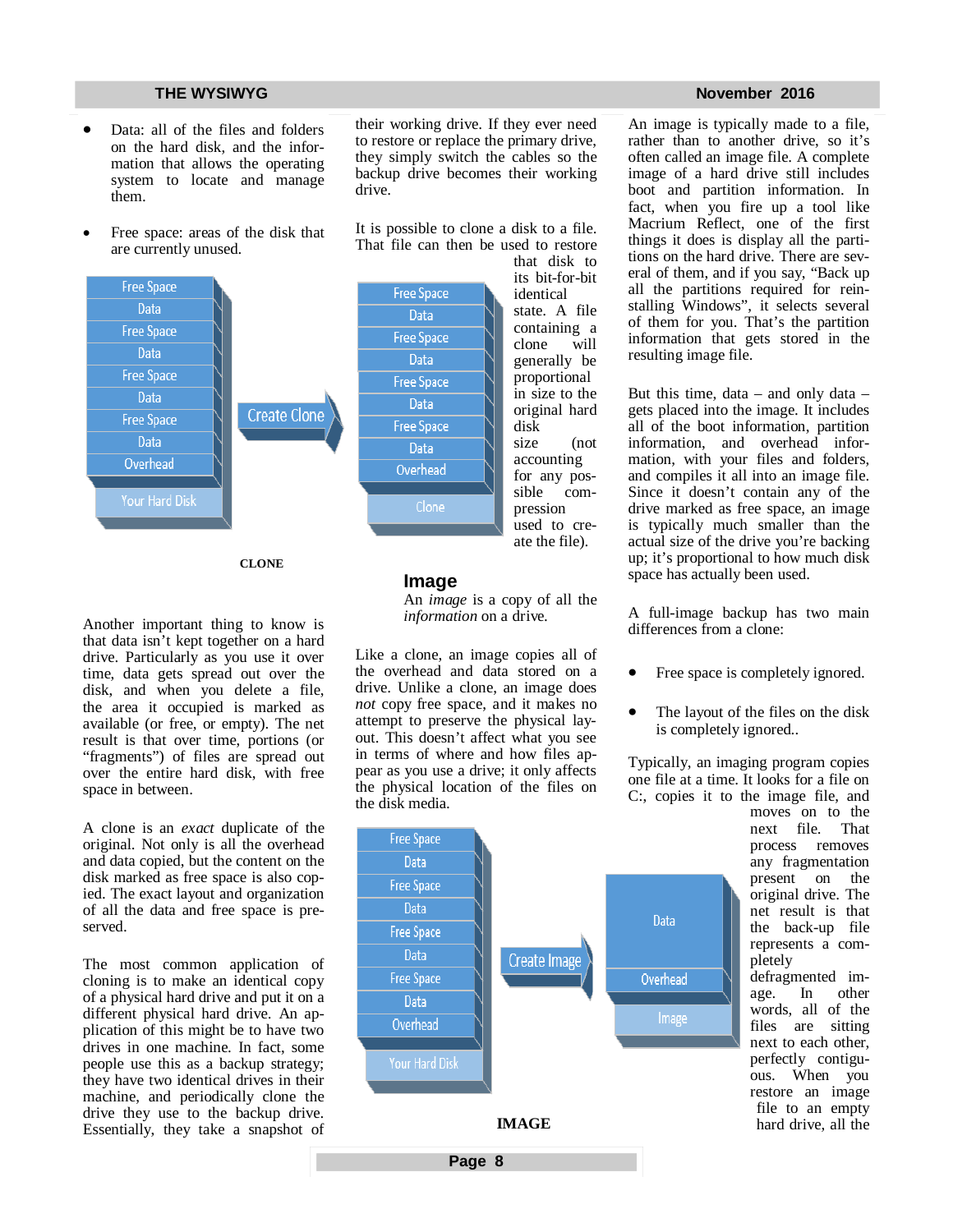- Data: all of the files and folders on the hard disk, and the information that allows the operating system to locate and manage them.

- Free space: areas of the disk that are currently unused.

CLONE

Another important thing to know is that data isn't kept together on a hard drive. Particularly as you use it over time, data gets spread out over the disk, and when you delete a file, the area it occupied is marked as available (or free, or empty). The net result is that over time, portions (or "fragments") of files are spread out over the entire hard disk, with free space in between.

A clone is an *exact* duplicate of the original. Not only is all the overhead and data copied, but the content on the disk marked as free space is also copied. The exact layout and organization of all the data and free space is preserved.

The most common application of cloning is to make an identical copy of a physical hard drive and put it on a different physical hard drive. An application of this might be to have two drives in one machine. In fact, some people use this as a backup strategy; they have two identical drives in their machine, and periodically clone the drive they use to the backup drive. Essentially, they take a snapshot of their working drive. If they ever need to restore or replace the primary drive, they simply switch the cables so the backup drive becomes their working drive.

It is possible to clone a disk to a file. That file can then be used to restore that disk to its bit-for-bit identical state. A file containing a clone will generally be proportional in size to the original hard disk size (not accounting for any possible compression used to create the file).

## Image

An *image* is a copy of all the *information* on a drive.

Like a clone, an image copies all of the overhead and data stored on a drive. Unlike a clone, an image does *not* copy free space, and it makes no attempt to preserve the physical layout. This doesn't affect what you see in terms of where and how files appear as you use a drive; it only affects the physical location of the files on the disk media.

IMAGE

An image is typically made to a file, rather than to another drive, so it's often called an image file. A complete image of a hard drive still includes boot and partition information. In fact, when you fire up a tool like Macrium Reflect, one of the first things it does is display all the partitions on the hard drive. There are several of them, and if you say, "Back up all the partitions required for reinstalling Windows", it selects several of them for you. That's the partition information that gets stored in the resulting image file.

But this time, data – and only data – gets placed into the image. It includes all of the boot information, partition information, and overhead information, with your files and folders, and compiles it all into an image file. Since it doesn't contain any of the drive marked as free space, an image is typically much smaller than the actual size of the drive you're backing up; it's proportional to how much disk space has actually been used.

A full-image backup has two main differences from a clone:

- Free space is completely ignored.

- The layout of the files on the disk is completely ignored..

Typically, an imaging program copies one file at a time. It looks for a file on C:, copies it to the image file, and moves on to the next file. That process removes any fragmentation present on the original drive. The net result is that the back-up file represents a completely defragmented image. In other words, all of the files are sitting next to each other, perfectly contiguous. When you restore an image file to an empty hard drive, all the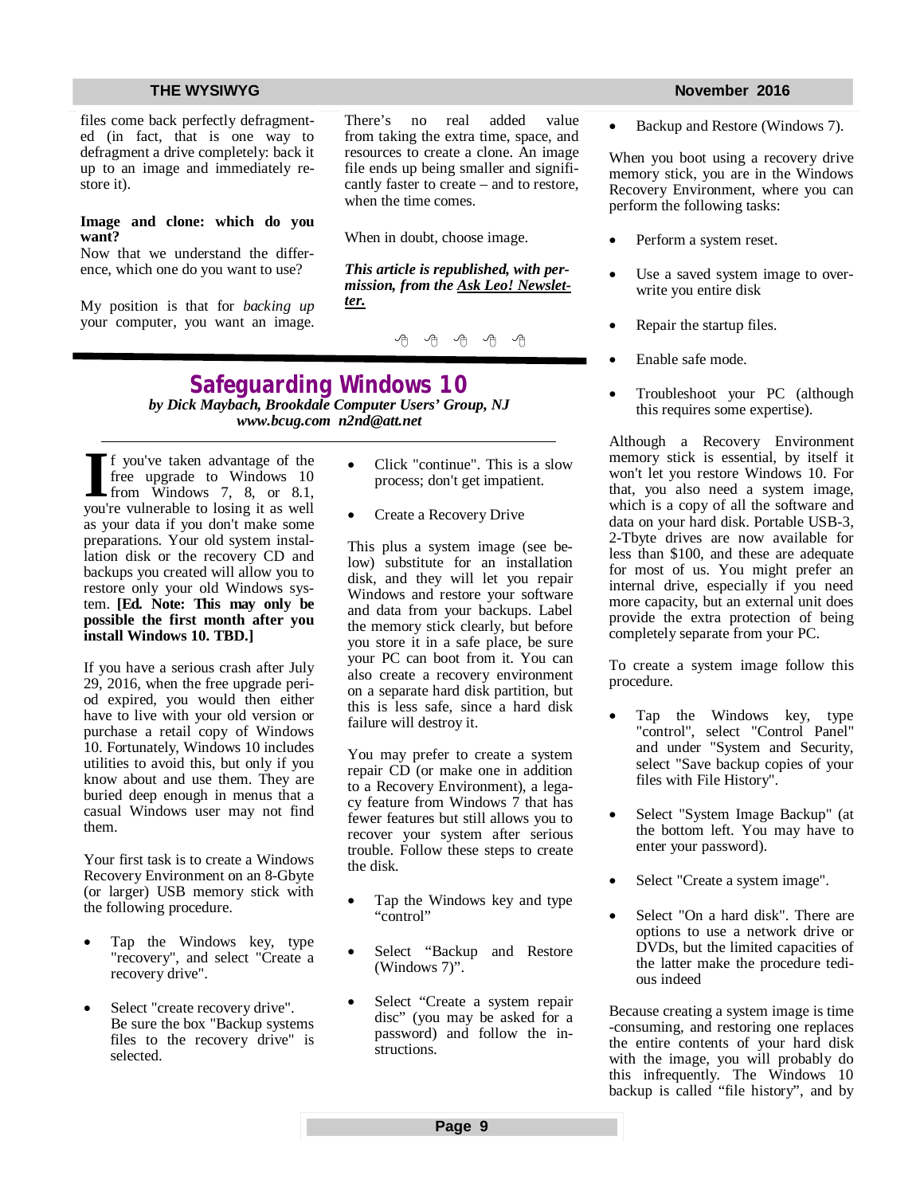files come back perfectly defragmented (in fact, that is one way to defragment a drive completely: back it up to an image and immediately restore it).

**Image and clone: which do you want?**

Now that we understand the difference, which one do you want to use?

My position is that for *backing up* your computer, you want an image. There's no real added value from taking the extra time, space, and resources to create a clone. An image file ends up being smaller and significantly faster to create – and to restore, when the time comes.

When in doubt, choose image.

***This article is republished, with permission, from the Ask Leo! Newsletter.***

# Safeguarding Windows 10

***by Dick Maybach, Brookdale Computer Users' Group, NJ***
***www.bcug.com n2nd@att.net***

If you've taken advantage of the free upgrade to Windows 10 from Windows 7, 8, or 8.1, you're vulnerable to losing it as well as your data if you don't make some preparations. Your old system installation disk or the recovery CD and backups you created will allow you to restore only your old Windows system. **[Ed. Note: This may only be possible the first month after you install Windows 10. TBD.]**

If you have a serious crash after July 29, 2016, when the free upgrade period expired, you would then either have to live with your old version or purchase a retail copy of Windows 10. Fortunately, Windows 10 includes utilities to avoid this, but only if you know about and use them. They are buried deep enough in menus that a casual Windows user may not find them.

Your first task is to create a Windows Recovery Environment on an 8-Gbyte (or larger) USB memory stick with the following procedure.

- Tap the Windows key, type "recovery", and select "Create a recovery drive".
- Select "create recovery drive". Be sure the box "Backup systems files to the recovery drive" is selected.
- Click "continue". This is a slow process; don't get impatient.
- Create a Recovery Drive

This plus a system image (see below) substitute for an installation disk, and they will let you repair Windows and restore your software and data from your backups. Label the memory stick clearly, but before you store it in a safe place, be sure your PC can boot from it. You can also create a recovery environment on a separate hard disk partition, but this is less safe, since a hard disk failure will destroy it.

You may prefer to create a system repair CD (or make one in addition to a Recovery Environment), a legacy feature from Windows 7 that has fewer features but still allows you to recover your system after serious trouble. Follow these steps to create the disk.

- Tap the Windows key and type "control"
- Select "Backup and Restore (Windows 7)".
- Select "Create a system repair disc" (you may be asked for a password) and follow the instructions.
- Backup and Restore (Windows 7).

When you boot using a recovery drive memory stick, you are in the Windows Recovery Environment, where you can perform the following tasks:

- Perform a system reset.
- Use a saved system image to overwrite you entire disk
- Repair the startup files.
- Enable safe mode.
- Troubleshoot your PC (although this requires some expertise).

Although a Recovery Environment memory stick is essential, by itself it won't let you restore Windows 10. For that, you also need a system image, which is a copy of all the software and data on your hard disk. Portable USB-3, 2-Tbyte drives are now available for less than $100, and these are adequate for most of us. You might prefer an internal drive, especially if you need more capacity, but an external unit does provide the extra protection of being completely separate from your PC.

To create a system image follow this procedure.

- Tap the Windows key, type "control", select "Control Panel" and under "System and Security, select "Save backup copies of your files with File History".
- Select "System Image Backup" (at the bottom left. You may have to enter your password).
- Select "Create a system image".
- Select "On a hard disk". There are options to use a network drive or DVDs, but the limited capacities of the latter make the procedure tedious indeed

Because creating a system image is time-consuming, and restoring one replaces the entire contents of your hard disk with the image, you will probably do this infrequently. The Windows 10 backup is called "file history", and by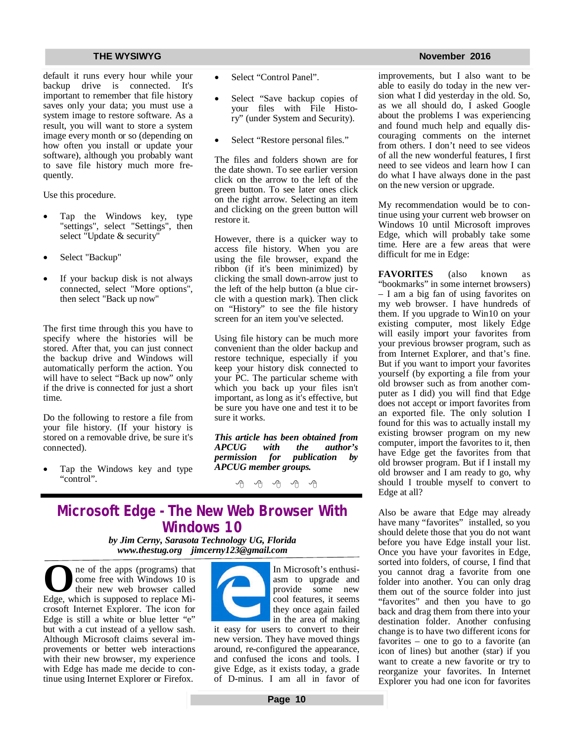default it runs every hour while your backup drive is connected. It's important to remember that file history saves only your data; you must use a system image to restore software. As a result, you will want to store a system image every month or so (depending on how often you install or update your software), although you probably want to save file history much more frequently.

Use this procedure.

- Tap the Windows key, type "settings", select "Settings", then select "Update & security"
- Select "Backup"
- If your backup disk is not always connected, select "More options", then select "Back up now"

The first time through this you have to specify where the histories will be stored. After that, you can just connect the backup drive and Windows will automatically perform the action. You will have to select "Back up now" only if the drive is connected for just a short time.

Do the following to restore a file from your file history. (If your history is stored on a removable drive, be sure it's connected).

- Tap the Windows key and type "control".
- Select "Control Panel".
- Select "Save backup copies of your files with File History" (under System and Security).
- Select "Restore personal files."

The files and folders shown are for the date shown. To see earlier version click on the arrow to the left of the green button. To see later ones click on the right arrow. Selecting an item and clicking on the green button will restore it.

However, there is a quicker way to access file history. When you are using the file browser, expand the ribbon (if it's been minimized) by clicking the small down-arrow just to the left of the help button (a blue circle with a question mark). Then click on "History" to see the file history screen for an item you've selected.

Using file history can be much more convenient than the older backup and restore technique, especially if you keep your history disk connected to your PC. The particular scheme with which you back up your files isn't important, as long as it's effective, but be sure you have one and test it to be sure it works.

***This article has been obtained from APCUG with the author's permission for publication by APCUG member groups.***

# Microsoft Edge - The New Web Browser With Windows 10

***by Jim Cerny, Sarasota Technology UG, Florida***
***www.thestug.org jimcerny123@gmail.com***

One of the apps (programs) that come free with Windows 10 is their new web browser called Edge, which is supposed to replace Microsoft Internet Explorer. The icon for Edge is still a white or blue letter "e" but with a cut instead of a yellow sash. Although Microsoft claims several improvements or better web interactions with their new browser, my experience with Edge has made me decide to continue using Internet Explorer or Firefox.

In Microsoft's enthusiasm to upgrade and provide some new cool features, it seems they once again failed in the area of making it easy for users to convert to their new version. They have moved things around, re-configured the appearance, and confused the icons and tools. I give Edge, as it exists today, a grade of D-minus. I am all in favor of improvements, but I also want to be able to easily do today in the new version what I did yesterday in the old. So, as we all should do, I asked Google about the problems I was experiencing and found much help and equally discouraging comments on the internet from others. I don't need to see videos of all the new wonderful features, I first need to see videos and learn how I can do what I have always done in the past on the new version or upgrade.

My recommendation would be to continue using your current web browser on Windows 10 until Microsoft improves Edge, which will probably take some time. Here are a few areas that were difficult for me in Edge:

**FAVORITES** (also known as "bookmarks" in some internet browsers) – I am a big fan of using favorites on my web browser. I have hundreds of them. If you upgrade to Win10 on your existing computer, most likely Edge will easily import your favorites from your previous browser program, such as from Internet Explorer, and that's fine. But if you want to import your favorites yourself (by exporting a file from your old browser such as from another computer as I did) you will find that Edge does not accept or import favorites from an exported file. The only solution I found for this was to actually install my existing browser program on my new computer, import the favorites to it, then have Edge get the favorites from that old browser program. But if I install my old browser and I am ready to go, why should I trouble myself to convert to Edge at all?

Also be aware that Edge may already have many "favorites" installed, so you should delete those that you do not want before you have Edge install your list. Once you have your favorites in Edge, sorted into folders, of course, I find that you cannot drag a favorite from one folder into another. You can only drag them out of the source folder into just "favorites" and then you have to go back and drag them from there into your destination folder. Another confusing change is to have two different icons for favorites – one to go to a favorite (an icon of lines) but another (star) if you want to create a new favorite or try to reorganize your favorites. In Internet Explorer you had one icon for favorites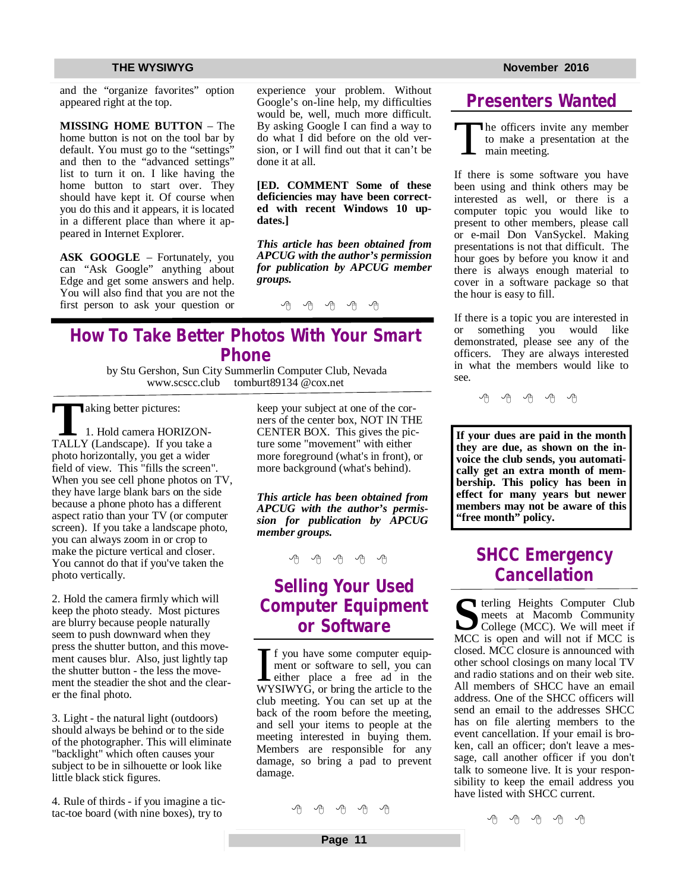and the "organize favorites" option appeared right at the top.

**MISSING HOME BUTTON** – The home button is not on the tool bar by default. You must go to the "settings" and then to the "advanced settings" list to turn it on. I like having the home button to start over. They should have kept it. Of course when you do this and it appears, it is located in a different place than where it appeared in Internet Explorer.

**ASK GOOGLE** – Fortunately, you can "Ask Google" anything about Edge and get some answers and help. You will also find that you are not the first person to ask your question or experience your problem. Without Google's on-line help, my difficulties would be, well, much more difficult. By asking Google I can find a way to do what I did before on the old version, or I will find out that it can't be done at all.

**[ED. COMMENT Some of these deficiencies may have been corrected with recent Windows 10 updates.]**

***This article has been obtained from APCUG with the author's permission for publication by APCUG member groups.***

# How To Take Better Photos With Your Smart Phone

by Stu Gershon, Sun City Summerlin Computer Club, Nevada
www.scscc.club tomburt89134 @cox.net

Taking better pictures:

1. Hold camera HORIZONTALLY (Landscape). If you take a photo horizontally, you get a wider field of view. This "fills the screen". When you see cell phone photos on TV, they have large blank bars on the side because a phone photo has a different aspect ratio than your TV (or computer screen). If you take a landscape photo, you can always zoom in or crop to make the picture vertical and closer. You cannot do that if you've taken the photo vertically.

2. Hold the camera firmly which will keep the photo steady. Most pictures are blurry because people naturally seem to push downward when they press the shutter button, and this movement causes blur. Also, just lightly tap the shutter button - the less the movement the steadier the shot and the clearer the final photo.

3. Light - the natural light (outdoors) should always be behind or to the side of the photographer. This will eliminate "backlight" which often causes your subject to be in silhouette or look like little black stick figures.

4. Rule of thirds - if you imagine a tic-tac-toe board (with nine boxes), try to keep your subject at one of the corners of the center box, NOT IN THE CENTER BOX. This gives the picture some "movement" with either more foreground (what's in front), or more background (what's behind).

***This article has been obtained from APCUG with the author's permission for publication by APCUG member groups.***

# Selling Your Used Computer Equipment or Software

If you have some computer equipment or software to sell, you can either place a free ad in the WYSIWYG, or bring the article to the club meeting. You can set up at the back of the room before the meeting, and sell your items to people at the meeting interested in buying them. Members are responsible for any damage, so bring a pad to prevent damage.

# Presenters Wanted

The officers invite any member to make a presentation at the main meeting.

If there is some software you have been using and think others may be interested as well, or there is a computer topic you would like to present to other members, please call or e-mail Don VanSyckel. Making presentations is not that difficult. The hour goes by before you know it and there is always enough material to cover in a software package so that the hour is easy to fill.

If there is a topic you are interested in or something you would like demonstrated, please see any of the officers. They are always interested in what the members would like to see.

**If your dues are paid in the month they are due, as shown on the invoice the club sends, you automatically get an extra month of membership. This policy has been in effect for many years but newer members may not be aware of this "free month" policy.**

# SHCC Emergency Cancellation

Sterling Heights Computer Club meets at Macomb Community College (MCC). We will meet if MCC is open and will not if MCC is closed. MCC closure is announced with other school closings on many local TV and radio stations and on their web site. All members of SHCC have an email address. One of the SHCC officers will send an email to the addresses SHCC has on file alerting members to the event cancellation. If your email is broken, call an officer; don't leave a message, call another officer if you don't talk to someone live. It is your responsibility to keep the email address you have listed with SHCC current.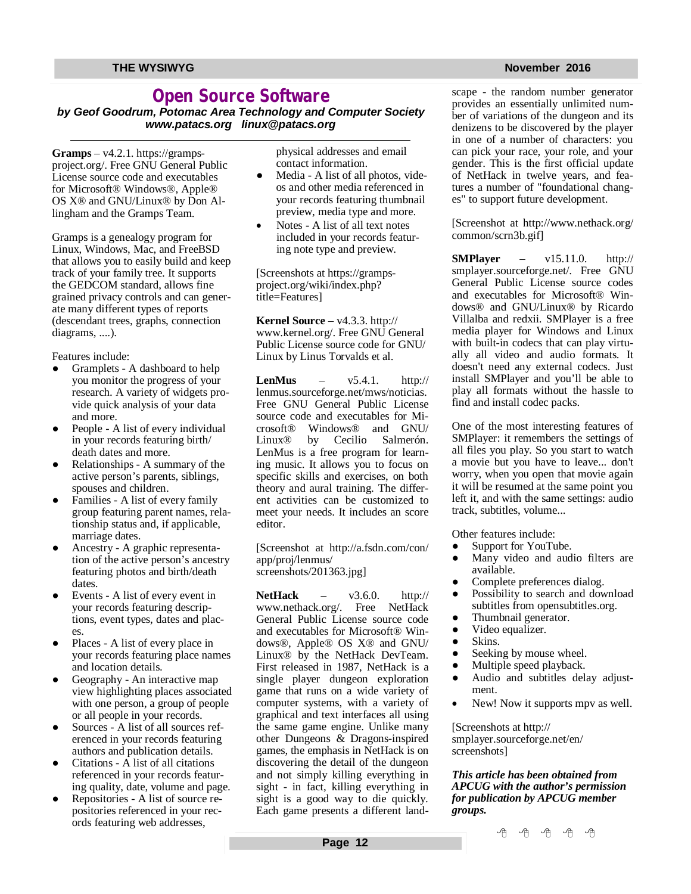# Open Source Software

***by Geof Goodrum, Potomac Area Technology and Computer Society***
***www.patacs.org linux@patacs.org***

**Gramps** – v4.2.1. https://gramps-project.org/. Free GNU General Public License source code and executables for Microsoft® Windows®, Apple® OS X® and GNU/Linux® by Don Allingham and the Gramps Team.

Gramps is a genealogy program for Linux, Windows, Mac, and FreeBSD that allows you to easily build and keep track of your family tree. It supports the GEDCOM standard, allows fine grained privacy controls and can generate many different types of reports (descendant trees, graphs, connection diagrams, ....).

Features include:

- Gramplets - A dashboard to help you monitor the progress of your research. A variety of widgets provide quick analysis of your data and more.
- People - A list of every individual in your records featuring birth/death dates and more.
- Relationships - A summary of the active person's parents, siblings, spouses and children.
- Families - A list of every family group featuring parent names, relationship status and, if applicable, marriage dates.
- Ancestry - A graphic representation of the active person's ancestry featuring photos and birth/death dates.
- Events - A list of every event in your records featuring descriptions, event types, dates and places.
- Places - A list of every place in your records featuring place names and location details.
- Geography - An interactive map view highlighting places associated with one person, a group of people or all people in your records.
- Sources - A list of all sources referenced in your records featuring authors and publication details.
- Citations - A list of all citations referenced in your records featuring quality, date, volume and page.
- Repositories - A list of source repositories referenced in your records featuring web addresses, physical addresses and email contact information.
- Media - A list of all photos, videos and other media referenced in your records featuring thumbnail preview, media type and more.
- Notes - A list of all text notes included in your records featuring note type and preview.

[Screenshots at https://gramps-project.org/wiki/index.php?title=Features]

**Kernel Source** – v4.3.3. http://www.kernel.org/. Free GNU General Public License source code for GNU/Linux by Linus Torvalds et al.

**LenMus** – v5.4.1. http://lenmus.sourceforge.net/mws/noticias. Free GNU General Public License source code and executables for Microsoft® Windows® and GNU/Linux® by Cecilio Salmerón. LenMus is a free program for learning music. It allows you to focus on specific skills and exercises, on both theory and aural training. The different activities can be customized to meet your needs. It includes an score editor.

[Screenshot at http://a.fsdn.com/con/app/proj/lenmus/screenshots/201363.jpg]

**NetHack** – v3.6.0. http://www.nethack.org/. Free NetHack General Public License source code and executables for Microsoft® Windows®, Apple® OS X® and GNU/Linux® by the NetHack DevTeam. First released in 1987, NetHack is a single player dungeon exploration game that runs on a wide variety of computer systems, with a variety of graphical and text interfaces all using the same game engine. Unlike many other Dungeons & Dragons-inspired games, the emphasis in NetHack is on discovering the detail of the dungeon and not simply killing everything in sight - in fact, killing everything in sight is a good way to die quickly. Each game presents a different landscape - the random number generator provides an essentially unlimited number of variations of the dungeon and its denizens to be discovered by the player in one of a number of characters: you can pick your race, your role, and your gender. This is the first official update of NetHack in twelve years, and features a number of "foundational changes" to support future development.

[Screenshot at http://www.nethack.org/common/scrn3b.gif]

**SMPlayer** – v15.11.0. http://smplayer.sourceforge.net/. Free GNU General Public License source codes and executables for Microsoft® Windows® and GNU/Linux® by Ricardo Villalba and redxii. SMPlayer is a free media player for Windows and Linux with built-in codecs that can play virtually all video and audio formats. It doesn't need any external codecs. Just install SMPlayer and you'll be able to play all formats without the hassle to find and install codec packs.

One of the most interesting features of SMPlayer: it remembers the settings of all files you play. So you start to watch a movie but you have to leave... don't worry, when you open that movie again it will be resumed at the same point you left it, and with the same settings: audio track, subtitles, volume...

Other features include:

- Support for YouTube.
- Many video and audio filters are available.
- Complete preferences dialog.
- Possibility to search and download subtitles from opensubtitles.org.
- Thumbnail generator.
- Video equalizer.
- Skins.
- Seeking by mouse wheel.
- Multiple speed playback.
- Audio and subtitles delay adjustment.
- New! Now it supports mpv as well.

[Screenshots at http://smplayer.sourceforge.net/en/screenshots]

***This article has been obtained from APCUG with the author's permission for publication by APCUG member groups.***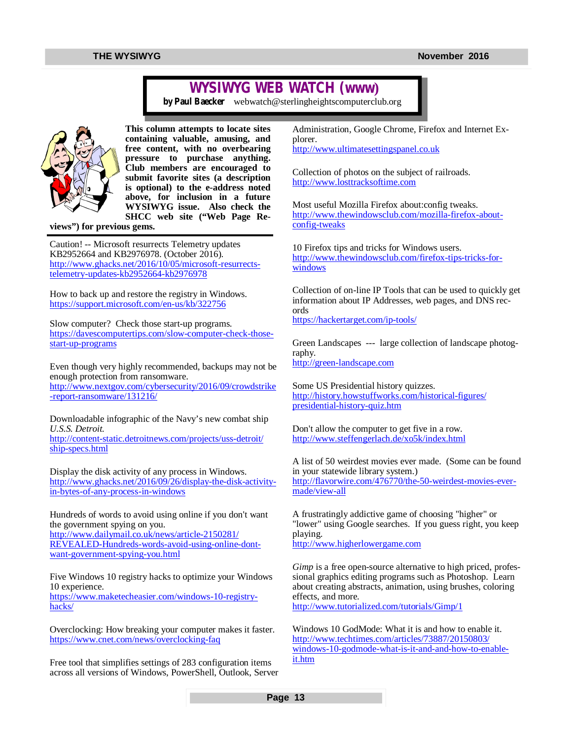# WYSIWYG WEB WATCH (www)

**by Paul Baecker** webwatch@sterlingheightscomputerclub.org

**This column attempts to locate sites containing valuable, amusing, and free content, with no overbearing pressure to purchase anything. Club members are encouraged to submit favorite sites (a description is optional) to the e-address noted above, for inclusion in a future WYSIWYG issue. Also check the SHCC web site ("Web Page Reviews") for previous gems.**

Caution! -- Microsoft resurrects Telemetry updates KB2952664 and KB2976978. (October 2016).
http://www.ghacks.net/2016/10/05/microsoft-resurrects-telemetry-updates-kb2952664-kb2976978

How to back up and restore the registry in Windows.
https://support.microsoft.com/en-us/kb/322756

Slow computer? Check those start-up programs.
https://davescomputertips.com/slow-computer-check-those-start-up-programs

Even though very highly recommended, backups may not be enough protection from ransomware.
http://www.nextgov.com/cybersecurity/2016/09/crowdstrike-report-ransomware/131216/

Downloadable infographic of the Navy's new combat ship *U.S.S. Detroit.*
http://content-static.detroitnews.com/projects/uss-detroit/ship-specs.html

Display the disk activity of any process in Windows.
http://www.ghacks.net/2016/09/26/display-the-disk-activity-in-bytes-of-any-process-in-windows

Hundreds of words to avoid using online if you don't want the government spying on you.
http://www.dailymail.co.uk/news/article-2150281/REVEALED-Hundreds-words-avoid-using-online-dont-want-government-spying-you.html

Five Windows 10 registry hacks to optimize your Windows 10 experience.
https://www.maketecheasier.com/windows-10-registry-hacks/

Overclocking: How breaking your computer makes it faster.
https://www.cnet.com/news/overclocking-faq

Free tool that simplifies settings of 283 configuration items across all versions of Windows, PowerShell, Outlook, Server Administration, Google Chrome, Firefox and Internet Explorer.
http://www.ultimatesettingspanel.co.uk

Collection of photos on the subject of railroads.
http://www.losttracksoftime.com

Most useful Mozilla Firefox about:config tweaks.
http://www.thewindowsclub.com/mozilla-firefox-about-config-tweaks

10 Firefox tips and tricks for Windows users.
http://www.thewindowsclub.com/firefox-tips-tricks-for-windows

Collection of on-line IP Tools that can be used to quickly get information about IP Addresses, web pages, and DNS records
https://hackertarget.com/ip-tools/

Green Landscapes --- large collection of landscape photography.
http://green-landscape.com

Some US Presidential history quizzes.
http://history.howstuffworks.com/historical-figures/presidential-history-quiz.htm

Don't allow the computer to get five in a row.
http://www.steffengerlach.de/xo5k/index.html

A list of 50 weirdest movies ever made. (Some can be found in your statewide library system.)
http://flavorwire.com/476770/the-50-weirdest-movies-ever-made/view-all

A frustratingly addictive game of choosing "higher" or "lower" using Google searches. If you guess right, you keep playing.
http://www.higherlowergame.com

*Gimp* is a free open-source alternative to high priced, professional graphics editing programs such as Photoshop. Learn about creating abstracts, animation, using brushes, coloring effects, and more.
http://www.tutorialized.com/tutorials/Gimp/1

Windows 10 GodMode: What it is and how to enable it.
http://www.techtimes.com/articles/73887/20150803/windows-10-godmode-what-is-it-and-and-how-to-enable-it.htm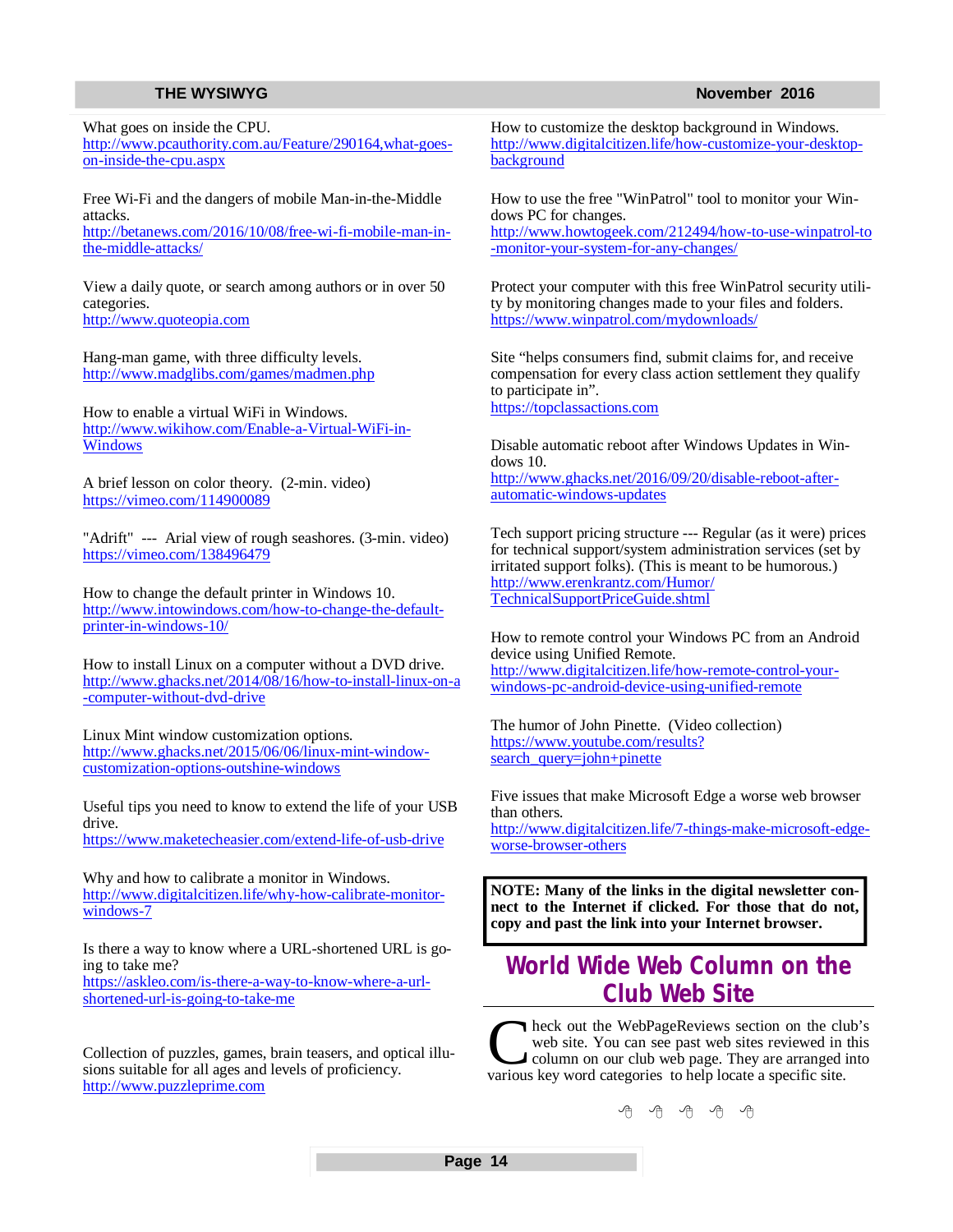What goes on inside the CPU.
http://www.pcauthority.com.au/Feature/290164,what-goes-on-inside-the-cpu.aspx

Free Wi-Fi and the dangers of mobile Man-in-the-Middle attacks.
http://betanews.com/2016/10/08/free-wi-fi-mobile-man-in-the-middle-attacks/

View a daily quote, or search among authors or in over 50 categories.
http://www.quoteopia.com

Hang-man game, with three difficulty levels.
http://www.madglibs.com/games/madmen.php

How to enable a virtual WiFi in Windows.
http://www.wikihow.com/Enable-a-Virtual-WiFi-in-Windows

A brief lesson on color theory. (2-min. video)
https://vimeo.com/114900089

"Adrift" --- Arial view of rough seashores. (3-min. video)
https://vimeo.com/138496479

How to change the default printer in Windows 10.
http://www.intowindows.com/how-to-change-the-default-printer-in-windows-10/

How to install Linux on a computer without a DVD drive.
http://www.ghacks.net/2014/08/16/how-to-install-linux-on-a-computer-without-dvd-drive

Linux Mint window customization options.
http://www.ghacks.net/2015/06/06/linux-mint-window-customization-options-outshine-windows

Useful tips you need to know to extend the life of your USB drive.
https://www.maketecheasier.com/extend-life-of-usb-drive

Why and how to calibrate a monitor in Windows.
http://www.digitalcitizen.life/why-how-calibrate-monitor-windows-7

Is there a way to know where a URL-shortened URL is going to take me?
https://askleo.com/is-there-a-way-to-know-where-a-url-shortened-url-is-going-to-take-me

Collection of puzzles, games, brain teasers, and optical illusions suitable for all ages and levels of proficiency.
http://www.puzzleprime.com

How to customize the desktop background in Windows.
http://www.digitalcitizen.life/how-customize-your-desktop-background

How to use the free "WinPatrol" tool to monitor your Windows PC for changes.
http://www.howtogeek.com/212494/how-to-use-winpatrol-to-monitor-your-system-for-any-changes/

Protect your computer with this free WinPatrol security utility by monitoring changes made to your files and folders.
https://www.winpatrol.com/mydownloads/

Site "helps consumers find, submit claims for, and receive compensation for every class action settlement they qualify to participate in".
https://topclassactions.com

Disable automatic reboot after Windows Updates in Windows 10.
http://www.ghacks.net/2016/09/20/disable-reboot-after-automatic-windows-updates

Tech support pricing structure --- Regular (as it were) prices for technical support/system administration services (set by irritated support folks). (This is meant to be humorous.)
http://www.erenkrantz.com/Humor/TechnicalSupportPriceGuide.shtml

How to remote control your Windows PC from an Android device using Unified Remote.
http://www.digitalcitizen.life/how-remote-control-your-windows-pc-android-device-using-unified-remote

The humor of John Pinette. (Video collection)
https://www.youtube.com/results?search_query=john+pinette

Five issues that make Microsoft Edge a worse web browser than others.
http://www.digitalcitizen.life/7-things-make-microsoft-edge-worse-browser-others

**NOTE: Many of the links in the digital newsletter connect to the Internet if clicked. For those that do not, copy and past the link into your Internet browser.**

## World Wide Web Column on the Club Web Site

Check out the WebPageReviews section on the club's web site. You can see past web sites reviewed in this column on our club web page. They are arranged into various key word categories to help locate a specific site.